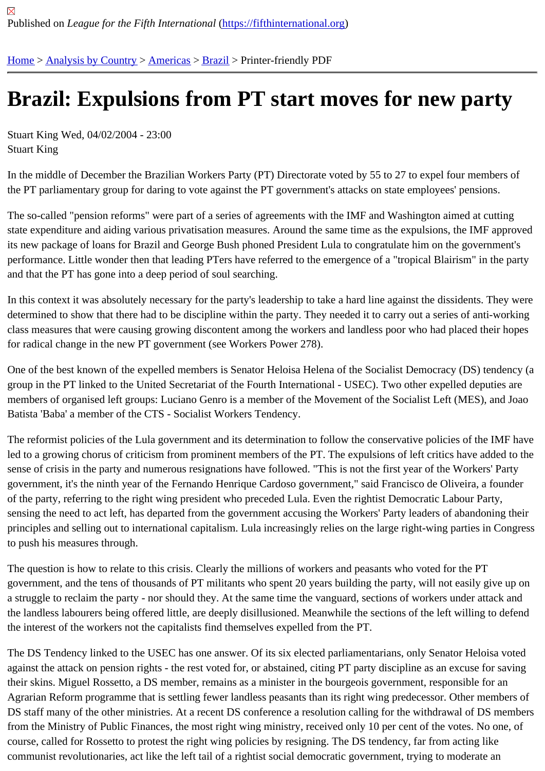Published on *League for the Fifth International* (https://fifthinternational.org)

Home > Analysis by Country > Americas > Brazil > Printer-friendly PDF

# Brazil: Expulsions from PT start moves for new party

Stuart King Wed, 04/02/2004 - 23:00
Stuart King

In the middle of December the Brazilian Workers Party (PT) Directorate voted by 55 to 27 to expel four members of the PT parliamentary group for daring to vote against the PT government's attacks on state employees' pensions.

The so-called "pension reforms" were part of a series of agreements with the IMF and Washington aimed at cutting state expenditure and aiding various privatisation measures. Around the same time as the expulsions, the IMF approved its new package of loans for Brazil and George Bush phoned President Lula to congratulate him on the government's performance. Little wonder then that leading PTers have referred to the emergence of a "tropical Blairism" in the party and that the PT has gone into a deep period of soul searching.

In this context it was absolutely necessary for the party's leadership to take a hard line against the dissidents. They were determined to show that there had to be discipline within the party. They needed it to carry out a series of anti-working class measures that were causing growing discontent among the workers and landless poor who had placed their hopes for radical change in the new PT government (see Workers Power 278).

One of the best known of the expelled members is Senator Heloisa Helena of the Socialist Democracy (DS) tendency (a group in the PT linked to the United Secretariat of the Fourth International - USEC). Two other expelled deputies are members of organised left groups: Luciano Genro is a member of the Movement of the Socialist Left (MES), and Joao Batista 'Baba' a member of the CTS - Socialist Workers Tendency.

The reformist policies of the Lula government and its determination to follow the conservative policies of the IMF have led to a growing chorus of criticism from prominent members of the PT. The expulsions of left critics have added to the sense of crisis in the party and numerous resignations have followed. "This is not the first year of the Workers' Party government, it's the ninth year of the Fernando Henrique Cardoso government," said Francisco de Oliveira, a founder of the party, referring to the right wing president who preceded Lula. Even the rightist Democratic Labour Party, sensing the need to act left, has departed from the government accusing the Workers' Party leaders of abandoning their principles and selling out to international capitalism. Lula increasingly relies on the large right-wing parties in Congress to push his measures through.

The question is how to relate to this crisis. Clearly the millions of workers and peasants who voted for the PT government, and the tens of thousands of PT militants who spent 20 years building the party, will not easily give up on a struggle to reclaim the party - nor should they. At the same time the vanguard, sections of workers under attack and the landless labourers being offered little, are deeply disillusioned. Meanwhile the sections of the left willing to defend the interest of the workers not the capitalists find themselves expelled from the PT.

The DS Tendency linked to the USEC has one answer. Of its six elected parliamentarians, only Senator Heloisa voted against the attack on pension rights - the rest voted for, or abstained, citing PT party discipline as an excuse for saving their skins. Miguel Rossetto, a DS member, remains as a minister in the bourgeois government, responsible for an Agrarian Reform programme that is settling fewer landless peasants than its right wing predecessor. Other members of DS staff many of the other ministries. At a recent DS conference a resolution calling for the withdrawal of DS members from the Ministry of Public Finances, the most right wing ministry, received only 10 per cent of the votes. No one, of course, called for Rossetto to protest the right wing policies by resigning. The DS tendency, far from acting like communist revolutionaries, act like the left tail of a rightist social democratic government, trying to moderate an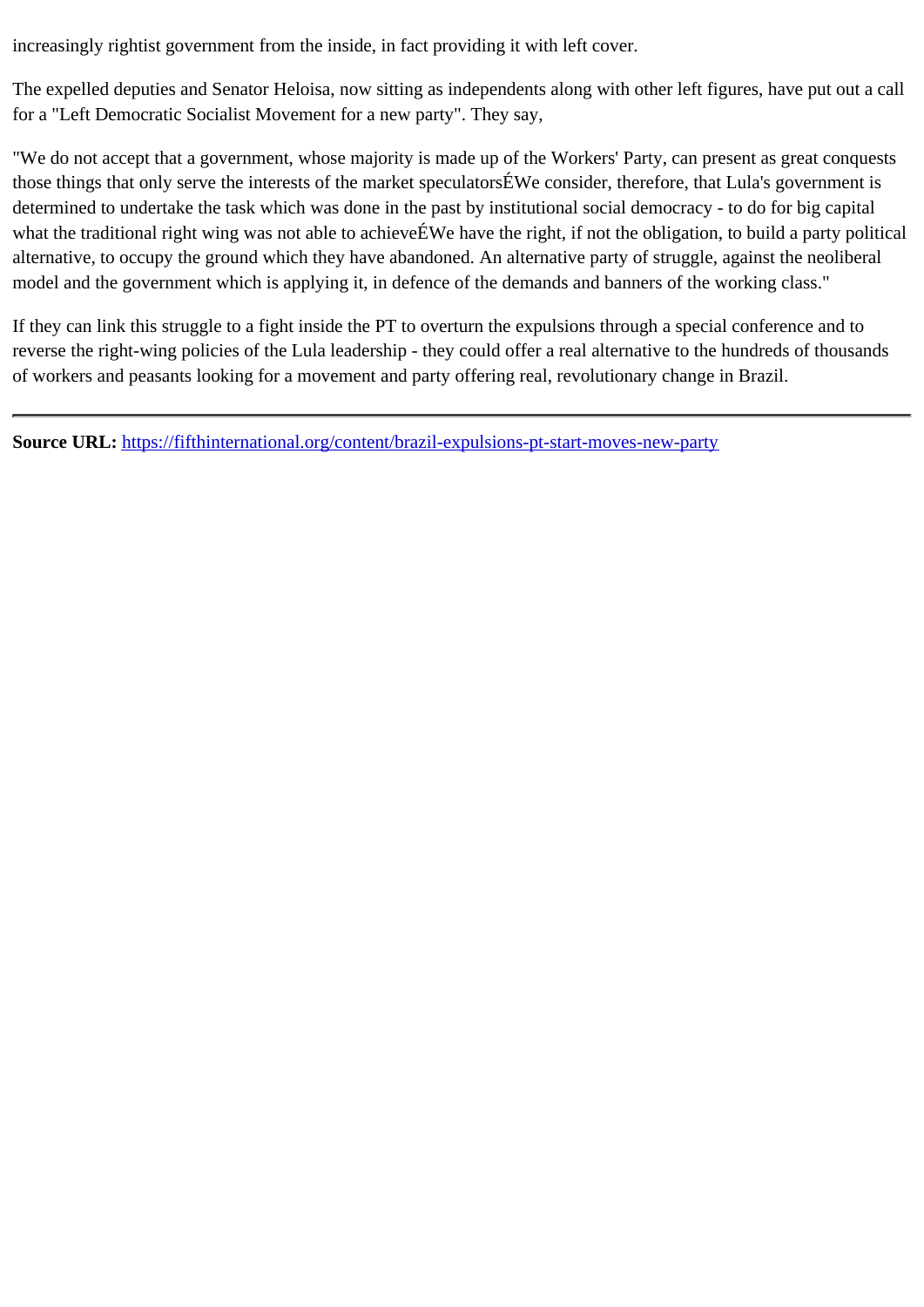increasingly rightist government from the inside, in fact providing it with left cover.

The expelled deputies and Senator Heloisa, now sitting as independents along with other left figures, have put out a call for a "Left Democratic Socialist Movement for a new party". They say,

"We do not accept that a government, whose majority is made up of the Workers' Party, can present as great conquests those things that only serve the interests of the market speculatorsÉWe consider, therefore, that Lula's government is determined to undertake the task which was done in the past by institutional social democracy - to do for big capital what the traditional right wing was not able to achieveÉWe have the right, if not the obligation, to build a party political alternative, to occupy the ground which they have abandoned. An alternative party of struggle, against the neoliberal model and the government which is applying it, in defence of the demands and banners of the working class."

If they can link this struggle to a fight inside the PT to overturn the expulsions through a special conference and to reverse the right-wing policies of the Lula leadership - they could offer a real alternative to the hundreds of thousands of workers and peasants looking for a movement and party offering real, revolutionary change in Brazil.

---

**Source URL:** https://fifthinternational.org/content/brazil-expulsions-pt-start-moves-new-party